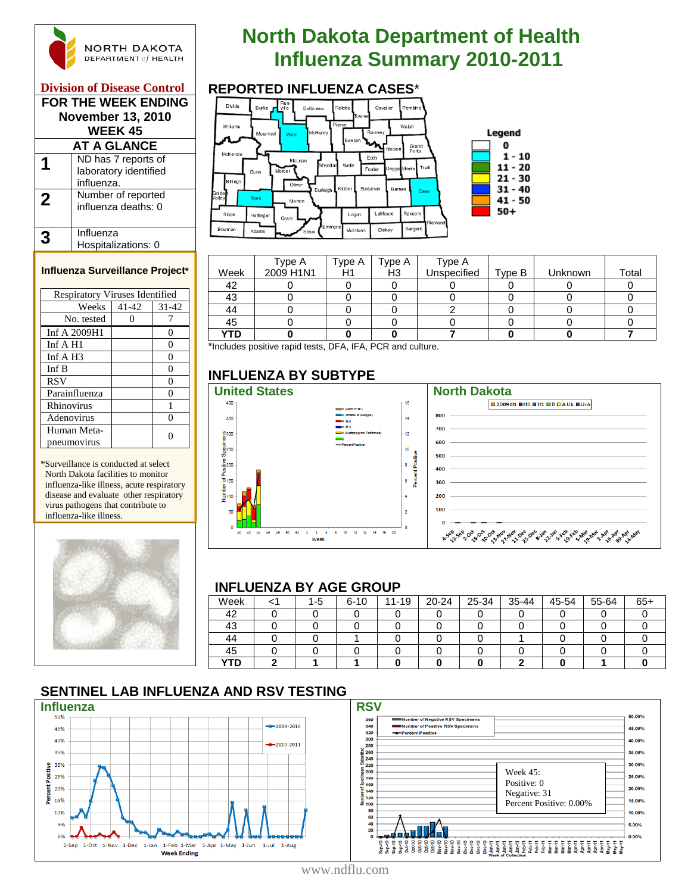# North Dakota Department of Health
# Influenza Summary 2010-2011

NORTH DAKOTA DEPARTMENT of HEALTH

**Division of Disease Control**

**FOR THE WEEK ENDING November 13, 2010 WEEK 45**

## AT A GLANCE

| | |
|---|---|
| 1 | ND has 7 reports of laboratory identified influenza. |
| 2 | Number of reported influenza deaths: 0 |
| 3 | Influenza Hospitalizations: 0 |

### Influenza Surveillance Project*

| Respiratory Viruses Identified | | |
|---|---|---|
| Weeks | 41-42 | 31-42 |
| No. tested | 0 | 7 |
| Inf A 2009H1 | | 0 |
| Inf A H1 | | 0 |
| Inf A H3 | | 0 |
| Inf B | | 0 |
| RSV | | 0 |
| Parainfluenza | | 0 |
| Rhinovirus | | 1 |
| Adenovirus | | 0 |
| Human Meta-pneumovirus | | 0 |

*Surveillance is conducted at select North Dakota facilities to monitor influenza-like illness, acute respiratory disease and evaluate other respiratory virus pathogens that contribute to influenza-like illness.

## REPORTED INFLUENZA CASES*

Legend: 0; 1 - 10; 11 - 20; 21 - 30; 31 - 40; 41 - 50; 50+

| Week | Type A 2009 H1N1 | Type A H1 | Type A H3 | Type A Unspecified | Type B | Unknown | Total |
|---|---|---|---|---|---|---|---|
| 42 | 0 | 0 | 0 | 0 | 0 | 0 | 0 |
| 43 | 0 | 0 | 0 | 0 | 0 | 0 | 0 |
| 44 | 0 | 0 | 0 | 2 | 0 | 0 | 0 |
| 45 | 0 | 0 | 0 | 0 | 0 | 0 | 0 |
| **YTD** | **0** | **0** | **0** | **7** | **0** | **0** | **7** |

*Includes positive rapid tests, DFA, IFA, PCR and culture.

## INFLUENZA BY SUBTYPE

**United States**

**North Dakota**

## INFLUENZA BY AGE GROUP

| Week | <1 | 1-5 | 6-10 | 11-19 | 20-24 | 25-34 | 35-44 | 45-54 | 55-64 | 65+ |
|---|---|---|---|---|---|---|---|---|---|---|
| 42 | 0 | 0 | 0 | 0 | 0 | 0 | 0 | 0 | 0 | 0 |
| 43 | 0 | 0 | 0 | 0 | 0 | 0 | 0 | 0 | 0 | 0 |
| 44 | 0 | 0 | 1 | 0 | 0 | 0 | 1 | 0 | 0 | 0 |
| 45 | 0 | 0 | 0 | 0 | 0 | 0 | 0 | 0 | 0 | 0 |
| **YTD** | **2** | **1** | **1** | **0** | **0** | **0** | **2** | **0** | **1** | **0** |

## SENTINEL LAB INFLUENZA AND RSV TESTING

**Influenza**

**RSV**

Week 45:
Positive: 0
Negative: 31
Percent Positive: 0.00%

www.ndflu.com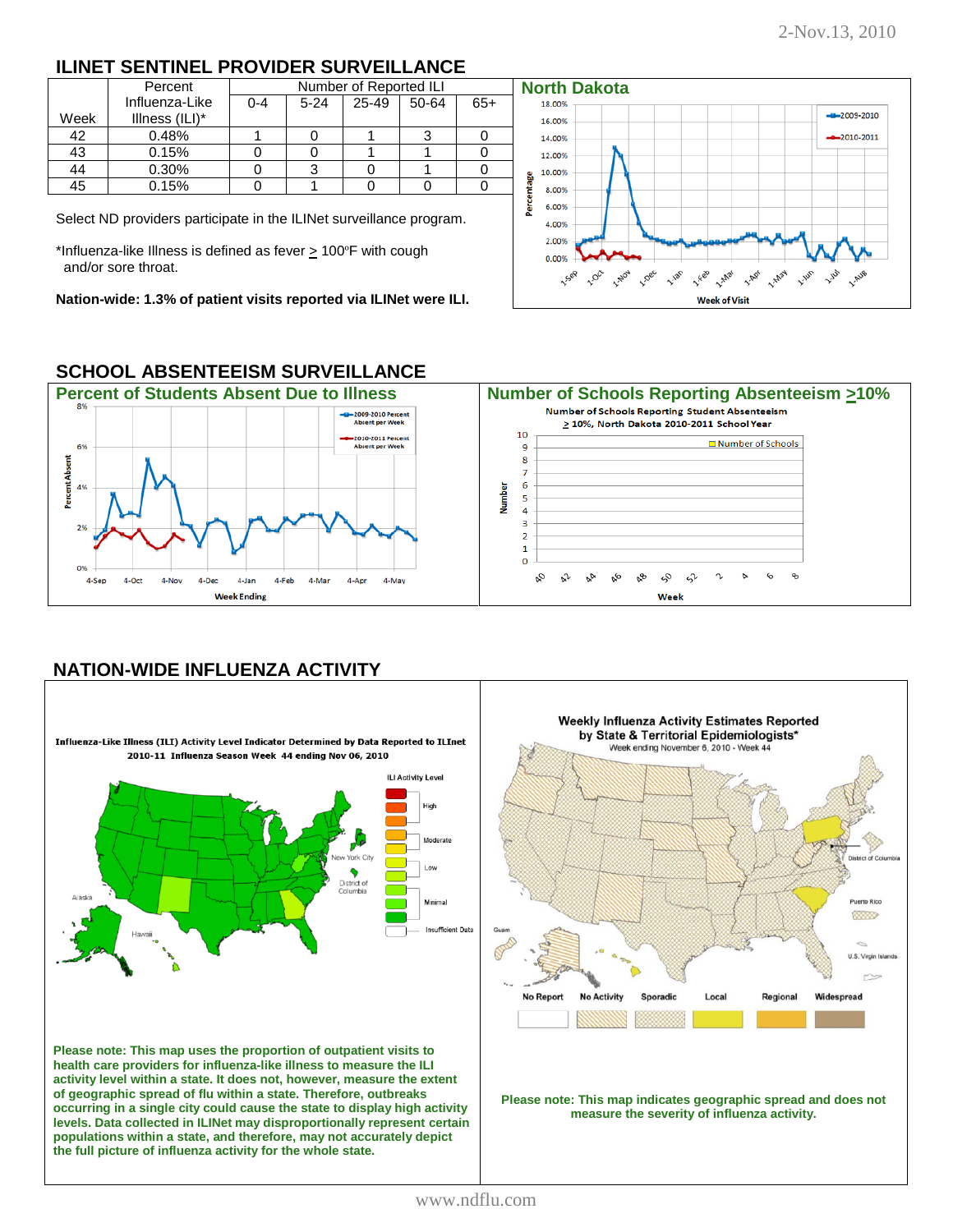2-Nov.13, 2010

## ILINET SENTINEL PROVIDER SURVEILLANCE

| Week | Percent Influenza-Like Illness (ILI)* | Number of Reported ILI | | | | |
|---|---|---|---|---|---|---|
| | | 0-4 | 5-24 | 25-49 | 50-64 | 65+ |
| 42 | 0.48% | 1 | 0 | 1 | 3 | 0 |
| 43 | 0.15% | 0 | 0 | 1 | 1 | 0 |
| 44 | 0.30% | 0 | 3 | 0 | 1 | 0 |
| 45 | 0.15% | 0 | 1 | 0 | 0 | 0 |

Select ND providers participate in the ILINet surveillance program.

*Influenza-like Illness is defined as fever ≥ 100ºF with cough and/or sore throat.

**Nation-wide: 1.3% of patient visits reported via ILINet were ILI.**

North Dakota

18.00%
16.00%
14.00%
12.00%
10.00%
8.00%
6.00%
4.00%
2.00%
0.00%
Percentage
2009-2010
2010-2011
1-Sep 1-Oct 1-Nov 1-Dec 1-Jan 1-Feb 1-Mar 1-Apr 1-May 1-Jun 1-Jul 1-Aug
Week of Visit

## SCHOOL ABSENTEEISM SURVEILLANCE

Percent of Students Absent Due to Illness

8%
6%
4%
2%
0%
Percent Absent
2009-2010 Percent Absent per Week
2010-2011 Percent Absent per Week
4-Sep 4-Oct 4-Nov 4-Dec 4-Jan 4-Feb 4-Mar 4-Apr 4-May
Week Ending

Number of Schools Reporting Absenteeism ≥10%

Number of Schools Reporting Student Absenteeism ≥ 10%, North Dakota 2010-2011 School Year

10
9
8
7
6
5
4
3
2
1
0
Number
Number of Schools
40 42 44 46 48 50 52 2 4 6 8
Week

## NATION-WIDE INFLUENZA ACTIVITY

Influenza-Like Illness (ILI) Activity Level Indicator Determined by Data Reported to ILInet
2010-11 Influenza Season Week 44 ending Nov 06, 2010

ILI Activity Level
High
Moderate
Low
Minimal
Insufficient Data
New York City
District of Columbia
Alaska
Hawaii

**Please note: This map uses the proportion of outpatient visits to health care providers for influenza-like illness to measure the ILI activity level within a state. It does not, however, measure the extent of geographic spread of flu within a state. Therefore, outbreaks occurring in a single city could cause the state to display high activity levels. Data collected in ILINet may disproportionally represent certain populations within a state, and therefore, may not accurately depict the full picture of influenza activity for the whole state.**

Weekly Influenza Activity Estimates Reported by State & Territorial Epidemiologists*
Week ending November 6, 2010 - Week 44

District of Columbia
Puerto Rico
Guam
U.S. Virgin Islands
No Report
No Activity
Sporadic
Local
Regional
Widespread

**Please note: This map indicates geographic spread and does not measure the severity of influenza activity.**

www.ndflu.com